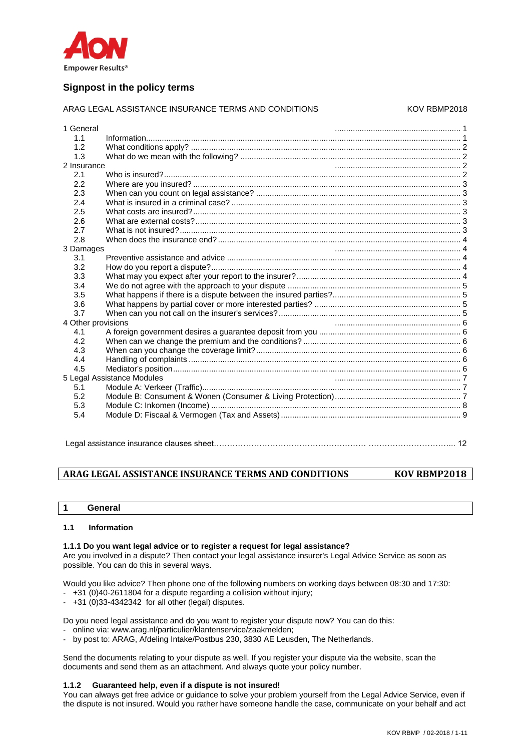Empower Results®

## Signpost in the policy terms

ARAG LEGAL ASSISTANCE INSURANCE TERMS AND CONDITIONS KOV RBMP2018

| | | |
|---|---|---|
| 1 General | | 1 |
| 1.1 | Information | 1 |
| 1.2 | What conditions apply? | 2 |
| 1.3 | What do we mean with the following? | 2 |
| 2 Insurance | | 2 |
| 2.1 | Who is insured? | 2 |
| 2.2 | Where are you insured? | 3 |
| 2.3 | When can you count on legal assistance? | 3 |
| 2.4 | What is insured in a criminal case? | 3 |
| 2.5 | What costs are insured? | 3 |
| 2.6 | What are external costs? | 3 |
| 2.7 | What is not insured? | 3 |
| 2.8 | When does the insurance end? | 4 |
| 3 Damages | | 4 |
| 3.1 | Preventive assistance and advice | 4 |
| 3.2 | How do you report a dispute? | 4 |
| 3.3 | What may you expect after your report to the insurer? | 4 |
| 3.4 | We do not agree with the approach to your dispute | 5 |
| 3.5 | What happens if there is a dispute between the insured parties? | 5 |
| 3.6 | What happens by partial cover or more interested parties? | 5 |
| 3.7 | When can you not call on the insurer's services? | 5 |
| 4 Other provisions | | 6 |
| 4.1 | A foreign government desires a guarantee deposit from you | 6 |
| 4.2 | When can we change the premium and the conditions? | 6 |
| 4.3 | When can you change the coverage limit? | 6 |
| 4.4 | Handling of complaints | 6 |
| 4.5 | Mediator's position | 6 |
| 5 Legal Assistance Modules | | 7 |
| 5.1 | Module A: Verkeer (Traffic) | 7 |
| 5.2 | Module B: Consument & Wonen (Consumer & Living Protection) | 7 |
| 5.3 | Module C: Inkomen (Income) | 8 |
| 5.4 | Module D: Fiscaal & Vermogen (Tax and Assets) | 9 |

Legal assistance insurance clauses sheet ... 12

# ARAG LEGAL ASSISTANCE INSURANCE TERMS AND CONDITIONS KOV RBMP2018

## 1 General

### 1.1 Information

#### 1.1.1 Do you want legal advice or to register a request for legal assistance?

Are you involved in a dispute? Then contact your legal assistance insurer's Legal Advice Service as soon as possible. You can do this in several ways.

Would you like advice? Then phone one of the following numbers on working days between 08:30 and 17:30:

- +31 (0)40-2611804 for a dispute regarding a collision without injury;
- +31 (0)33-4342342 for all other (legal) disputes.

Do you need legal assistance and do you want to register your dispute now? You can do this:

- online via: www.arag.nl/particulier/klantenservice/zaakmelden;
- by post to: ARAG, Afdeling Intake/Postbus 230, 3830 AE Leusden, The Netherlands.

Send the documents relating to your dispute as well. If you register your dispute via the website, scan the documents and send them as an attachment. And always quote your policy number.

#### 1.1.2 Guaranteed help, even if a dispute is not insured!

You can always get free advice or guidance to solve your problem yourself from the Legal Advice Service, even if the dispute is not insured. Would you rather have someone handle the case, communicate on your behalf and act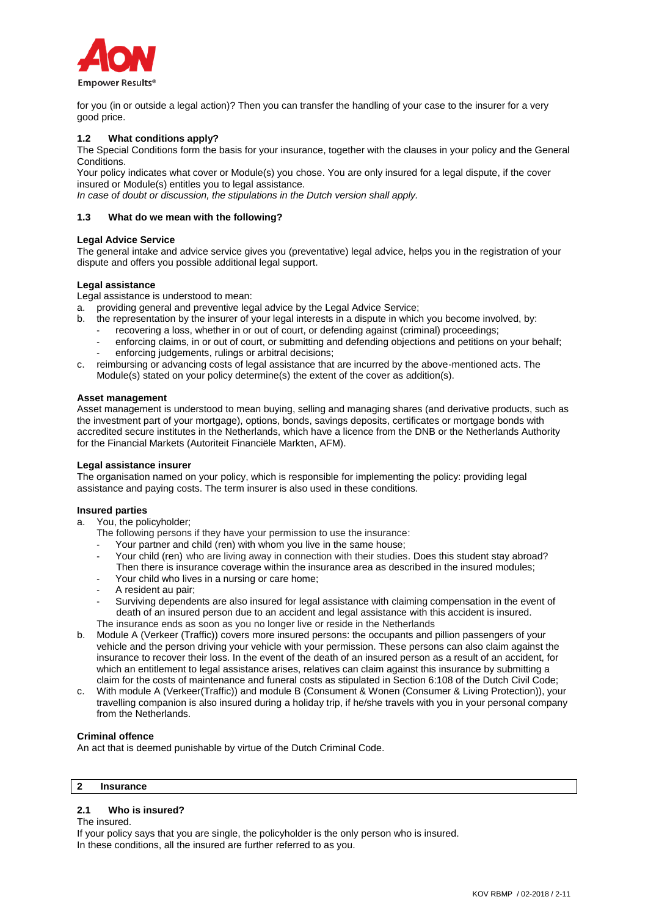for you (in or outside a legal action)? Then you can transfer the handling of your case to the insurer for a very good price.

### 1.2 What conditions apply?

The Special Conditions form the basis for your insurance, together with the clauses in your policy and the General Conditions.

Your policy indicates what cover or Module(s) you chose. You are only insured for a legal dispute, if the cover insured or Module(s) entitles you to legal assistance.

*In case of doubt or discussion, the stipulations in the Dutch version shall apply.*

### 1.3 What do we mean with the following?

**Legal Advice Service**

The general intake and advice service gives you (preventative) legal advice, helps you in the registration of your dispute and offers you possible additional legal support.

**Legal assistance**

Legal assistance is understood to mean:

a. providing general and preventive legal advice by the Legal Advice Service;
b. the representation by the insurer of your legal interests in a dispute in which you become involved, by:
   - recovering a loss, whether in or out of court, or defending against (criminal) proceedings;
   - enforcing claims, in or out of court, or submitting and defending objections and petitions on your behalf;
   - enforcing judgements, rulings or arbitral decisions;
c. reimbursing or advancing costs of legal assistance that are incurred by the above-mentioned acts. The Module(s) stated on your policy determine(s) the extent of the cover as addition(s).

**Asset management**

Asset management is understood to mean buying, selling and managing shares (and derivative products, such as the investment part of your mortgage), options, bonds, savings deposits, certificates or mortgage bonds with accredited secure institutes in the Netherlands, which have a licence from the DNB or the Netherlands Authority for the Financial Markets (Autoriteit Financiële Markten, AFM).

**Legal assistance insurer**

The organisation named on your policy, which is responsible for implementing the policy: providing legal assistance and paying costs. The term insurer is also used in these conditions.

**Insured parties**

a. You, the policyholder;
   The following persons if they have your permission to use the insurance:
   - Your partner and child (ren) with whom you live in the same house;
   - Your child (ren) who are living away in connection with their studies. Does this student stay abroad? Then there is insurance coverage within the insurance area as described in the insured modules;
   - Your child who lives in a nursing or care home;
   - A resident au pair;
   - Surviving dependents are also insured for legal assistance with claiming compensation in the event of death of an insured person due to an accident and legal assistance with this accident is insured.

   The insurance ends as soon as you no longer live or reside in the Netherlands
b. Module A (Verkeer (Traffic)) covers more insured persons: the occupants and pillion passengers of your vehicle and the person driving your vehicle with your permission. These persons can also claim against the insurance to recover their loss. In the event of the death of an insured person as a result of an accident, for which an entitlement to legal assistance arises, relatives can claim against this insurance by submitting a claim for the costs of maintenance and funeral costs as stipulated in Section 6:108 of the Dutch Civil Code;
c. With module A (Verkeer(Traffic)) and module B (Consument & Wonen (Consumer & Living Protection)), your travelling companion is also insured during a holiday trip, if he/she travels with you in your personal company from the Netherlands.

**Criminal offence**

An act that is deemed punishable by virtue of the Dutch Criminal Code.

## 2 Insurance

### 2.1 Who is insured?

The insured.

If your policy says that you are single, the policyholder is the only person who is insured.

In these conditions, all the insured are further referred to as you.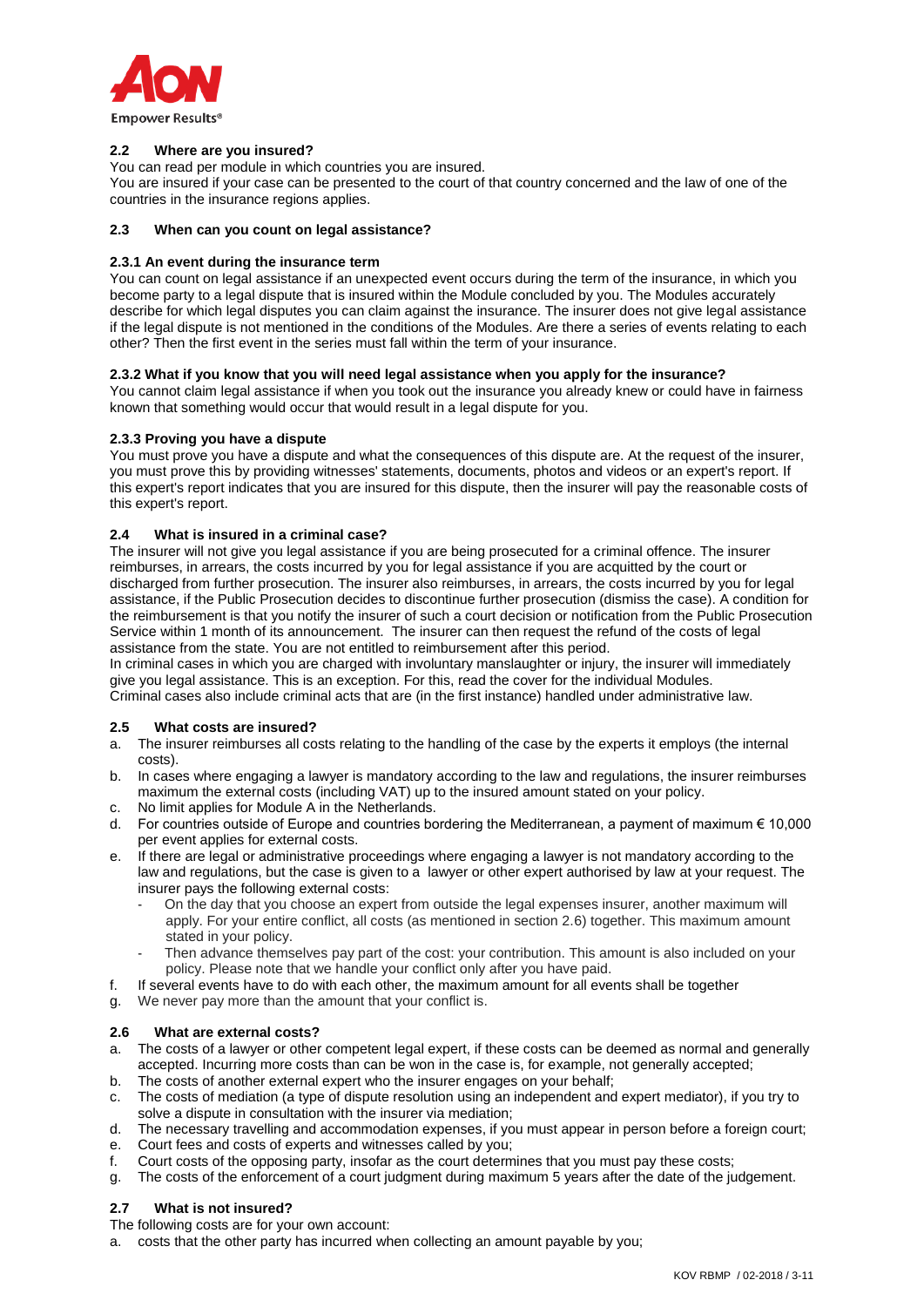## 2.2 Where are you insured?

You can read per module in which countries you are insured.
You are insured if your case can be presented to the court of that country concerned and the law of one of the countries in the insurance regions applies.

## 2.3 When can you count on legal assistance?

### 2.3.1 An event during the insurance term

You can count on legal assistance if an unexpected event occurs during the term of the insurance, in which you become party to a legal dispute that is insured within the Module concluded by you. The Modules accurately describe for which legal disputes you can claim against the insurance. The insurer does not give legal assistance if the legal dispute is not mentioned in the conditions of the Modules. Are there a series of events relating to each other? Then the first event in the series must fall within the term of your insurance.

### 2.3.2 What if you know that you will need legal assistance when you apply for the insurance?

You cannot claim legal assistance if when you took out the insurance you already knew or could have in fairness known that something would occur that would result in a legal dispute for you.

### 2.3.3 Proving you have a dispute

You must prove you have a dispute and what the consequences of this dispute are. At the request of the insurer, you must prove this by providing witnesses' statements, documents, photos and videos or an expert's report. If this expert's report indicates that you are insured for this dispute, then the insurer will pay the reasonable costs of this expert's report.

## 2.4 What is insured in a criminal case?

The insurer will not give you legal assistance if you are being prosecuted for a criminal offence. The insurer reimburses, in arrears, the costs incurred by you for legal assistance if you are acquitted by the court or discharged from further prosecution. The insurer also reimburses, in arrears, the costs incurred by you for legal assistance, if the Public Prosecution decides to discontinue further prosecution (dismiss the case). A condition for the reimbursement is that you notify the insurer of such a court decision or notification from the Public Prosecution Service within 1 month of its announcement. The insurer can then request the refund of the costs of legal assistance from the state. You are not entitled to reimbursement after this period.
In criminal cases in which you are charged with involuntary manslaughter or injury, the insurer will immediately give you legal assistance. This is an exception. For this, read the cover for the individual Modules.
Criminal cases also include criminal acts that are (in the first instance) handled under administrative law.

## 2.5 What costs are insured?

a. The insurer reimburses all costs relating to the handling of the case by the experts it employs (the internal costs).
b. In cases where engaging a lawyer is mandatory according to the law and regulations, the insurer reimburses maximum the external costs (including VAT) up to the insured amount stated on your policy.
c. No limit applies for Module A in the Netherlands.
d. For countries outside of Europe and countries bordering the Mediterranean, a payment of maximum € 10,000 per event applies for external costs.
e. If there are legal or administrative proceedings where engaging a lawyer is not mandatory according to the law and regulations, but the case is given to a lawyer or other expert authorised by law at your request. The insurer pays the following external costs:
   - On the day that you choose an expert from outside the legal expenses insurer, another maximum will apply. For your entire conflict, all costs (as mentioned in section 2.6) together. This maximum amount stated in your policy.
   - Then advance themselves pay part of the cost: your contribution. This amount is also included on your policy. Please note that we handle your conflict only after you have paid.
f. If several events have to do with each other, the maximum amount for all events shall be together
g. We never pay more than the amount that your conflict is.

## 2.6 What are external costs?

a. The costs of a lawyer or other competent legal expert, if these costs can be deemed as normal and generally accepted. Incurring more costs than can be won in the case is, for example, not generally accepted;
b. The costs of another external expert who the insurer engages on your behalf;
c. The costs of mediation (a type of dispute resolution using an independent and expert mediator), if you try to solve a dispute in consultation with the insurer via mediation;
d. The necessary travelling and accommodation expenses, if you must appear in person before a foreign court;
e. Court fees and costs of experts and witnesses called by you;
f. Court costs of the opposing party, insofar as the court determines that you must pay these costs;
g. The costs of the enforcement of a court judgment during maximum 5 years after the date of the judgement.

## 2.7 What is not insured?

The following costs are for your own account:

a. costs that the other party has incurred when collecting an amount payable by you;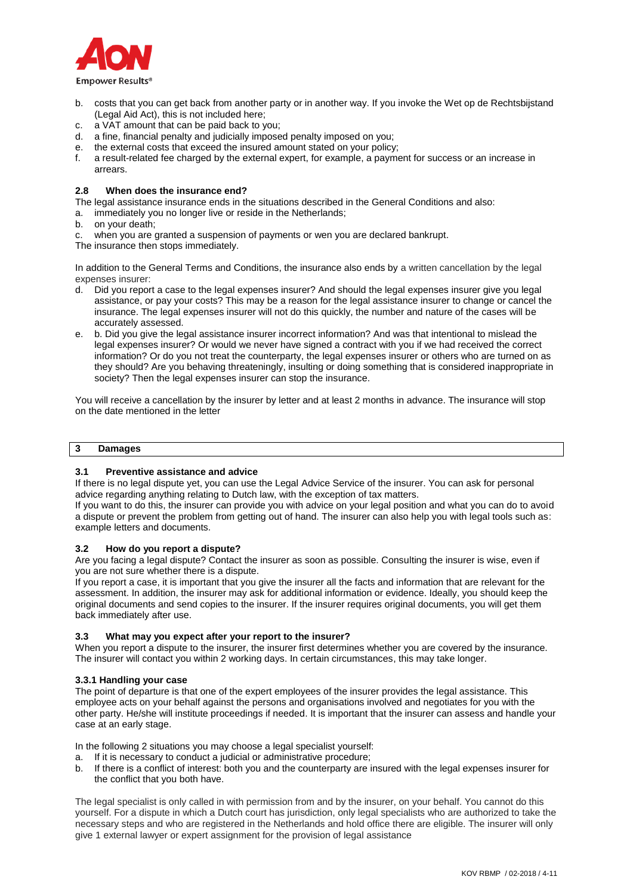b. costs that you can get back from another party or in another way. If you invoke the Wet op de Rechtsbijstand (Legal Aid Act), this is not included here;
c. a VAT amount that can be paid back to you;
d. a fine, financial penalty and judicially imposed penalty imposed on you;
e. the external costs that exceed the insured amount stated on your policy;
f. a result-related fee charged by the external expert, for example, a payment for success or an increase in arrears.

### 2.8 When does the insurance end?

The legal assistance insurance ends in the situations described in the General Conditions and also:

a. immediately you no longer live or reside in the Netherlands;
b. on your death;
c. when you are granted a suspension of payments or wen you are declared bankrupt.

The insurance then stops immediately.

In addition to the General Terms and Conditions, the insurance also ends by a written cancellation by the legal expenses insurer:

d. Did you report a case to the legal expenses insurer? And should the legal expenses insurer give you legal assistance, or pay your costs? This may be a reason for the legal assistance insurer to change or cancel the insurance. The legal expenses insurer will not do this quickly, the number and nature of the cases will be accurately assessed.
e. b. Did you give the legal assistance insurer incorrect information? And was that intentional to mislead the legal expenses insurer? Or would we never have signed a contract with you if we had received the correct information? Or do you not treat the counterparty, the legal expenses insurer or others who are turned on as they should? Are you behaving threateningly, insulting or doing something that is considered inappropriate in society? Then the legal expenses insurer can stop the insurance.

You will receive a cancellation by the insurer by letter and at least 2 months in advance. The insurance will stop on the date mentioned in the letter

## 3 Damages

### 3.1 Preventive assistance and advice

If there is no legal dispute yet, you can use the Legal Advice Service of the insurer. You can ask for personal advice regarding anything relating to Dutch law, with the exception of tax matters.
If you want to do this, the insurer can provide you with advice on your legal position and what you can do to avoid a dispute or prevent the problem from getting out of hand. The insurer can also help you with legal tools such as: example letters and documents.

### 3.2 How do you report a dispute?

Are you facing a legal dispute? Contact the insurer as soon as possible. Consulting the insurer is wise, even if you are not sure whether there is a dispute.
If you report a case, it is important that you give the insurer all the facts and information that are relevant for the assessment. In addition, the insurer may ask for additional information or evidence. Ideally, you should keep the original documents and send copies to the insurer. If the insurer requires original documents, you will get them back immediately after use.

### 3.3 What may you expect after your report to the insurer?

When you report a dispute to the insurer, the insurer first determines whether you are covered by the insurance. The insurer will contact you within 2 working days. In certain circumstances, this may take longer.

#### 3.3.1 Handling your case

The point of departure is that one of the expert employees of the insurer provides the legal assistance. This employee acts on your behalf against the persons and organisations involved and negotiates for you with the other party. He/she will institute proceedings if needed. It is important that the insurer can assess and handle your case at an early stage.

In the following 2 situations you may choose a legal specialist yourself:

a. If it is necessary to conduct a judicial or administrative procedure;
b. If there is a conflict of interest: both you and the counterparty are insured with the legal expenses insurer for the conflict that you both have.

The legal specialist is only called in with permission from and by the insurer, on your behalf. You cannot do this yourself. For a dispute in which a Dutch court has jurisdiction, only legal specialists who are authorized to take the necessary steps and who are registered in the Netherlands and hold office there are eligible. The insurer will only give 1 external lawyer or expert assignment for the provision of legal assistance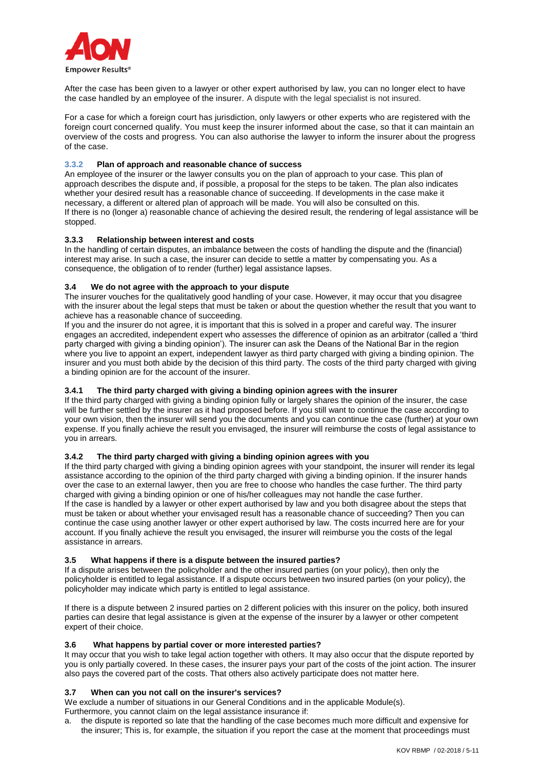After the case has been given to a lawyer or other expert authorised by law, you can no longer elect to have the case handled by an employee of the insurer. A dispute with the legal specialist is not insured.

For a case for which a foreign court has jurisdiction, only lawyers or other experts who are registered with the foreign court concerned qualify. You must keep the insurer informed about the case, so that it can maintain an overview of the costs and progress. You can also authorise the lawyer to inform the insurer about the progress of the case.

#### 3.3.2 Plan of approach and reasonable chance of success

An employee of the insurer or the lawyer consults you on the plan of approach to your case. This plan of approach describes the dispute and, if possible, a proposal for the steps to be taken. The plan also indicates whether your desired result has a reasonable chance of succeeding. If developments in the case make it necessary, a different or altered plan of approach will be made. You will also be consulted on this.
If there is no (longer a) reasonable chance of achieving the desired result, the rendering of legal assistance will be stopped.

#### 3.3.3 Relationship between interest and costs

In the handling of certain disputes, an imbalance between the costs of handling the dispute and the (financial) interest may arise. In such a case, the insurer can decide to settle a matter by compensating you. As a consequence, the obligation of to render (further) legal assistance lapses.

### 3.4 We do not agree with the approach to your dispute

The insurer vouches for the qualitatively good handling of your case. However, it may occur that you disagree with the insurer about the legal steps that must be taken or about the question whether the result that you want to achieve has a reasonable chance of succeeding.
If you and the insurer do not agree, it is important that this is solved in a proper and careful way. The insurer engages an accredited, independent expert who assesses the difference of opinion as an arbitrator (called a 'third party charged with giving a binding opinion'). The insurer can ask the Deans of the National Bar in the region where you live to appoint an expert, independent lawyer as third party charged with giving a binding opinion. The insurer and you must both abide by the decision of this third party. The costs of the third party charged with giving a binding opinion are for the account of the insurer.

#### 3.4.1 The third party charged with giving a binding opinion agrees with the insurer

If the third party charged with giving a binding opinion fully or largely shares the opinion of the insurer, the case will be further settled by the insurer as it had proposed before. If you still want to continue the case according to your own vision, then the insurer will send you the documents and you can continue the case (further) at your own expense. If you finally achieve the result you envisaged, the insurer will reimburse the costs of legal assistance to you in arrears.

#### 3.4.2 The third party charged with giving a binding opinion agrees with you

If the third party charged with giving a binding opinion agrees with your standpoint, the insurer will render its legal assistance according to the opinion of the third party charged with giving a binding opinion. If the insurer hands over the case to an external lawyer, then you are free to choose who handles the case further. The third party charged with giving a binding opinion or one of his/her colleagues may not handle the case further.
If the case is handled by a lawyer or other expert authorised by law and you both disagree about the steps that must be taken or about whether your envisaged result has a reasonable chance of succeeding? Then you can continue the case using another lawyer or other expert authorised by law. The costs incurred here are for your account. If you finally achieve the result you envisaged, the insurer will reimburse you the costs of the legal assistance in arrears.

### 3.5 What happens if there is a dispute between the insured parties?

If a dispute arises between the policyholder and the other insured parties (on your policy), then only the policyholder is entitled to legal assistance. If a dispute occurs between two insured parties (on your policy), the policyholder may indicate which party is entitled to legal assistance.

If there is a dispute between 2 insured parties on 2 different policies with this insurer on the policy, both insured parties can desire that legal assistance is given at the expense of the insurer by a lawyer or other competent expert of their choice.

### 3.6 What happens by partial cover or more interested parties?

It may occur that you wish to take legal action together with others. It may also occur that the dispute reported by you is only partially covered. In these cases, the insurer pays your part of the costs of the joint action. The insurer also pays the covered part of the costs. That others also actively participate does not matter here.

### 3.7 When can you not call on the insurer's services?

We exclude a number of situations in our General Conditions and in the applicable Module(s).
Furthermore, you cannot claim on the legal assistance insurance if:

a. the dispute is reported so late that the handling of the case becomes much more difficult and expensive for the insurer; This is, for example, the situation if you report the case at the moment that proceedings must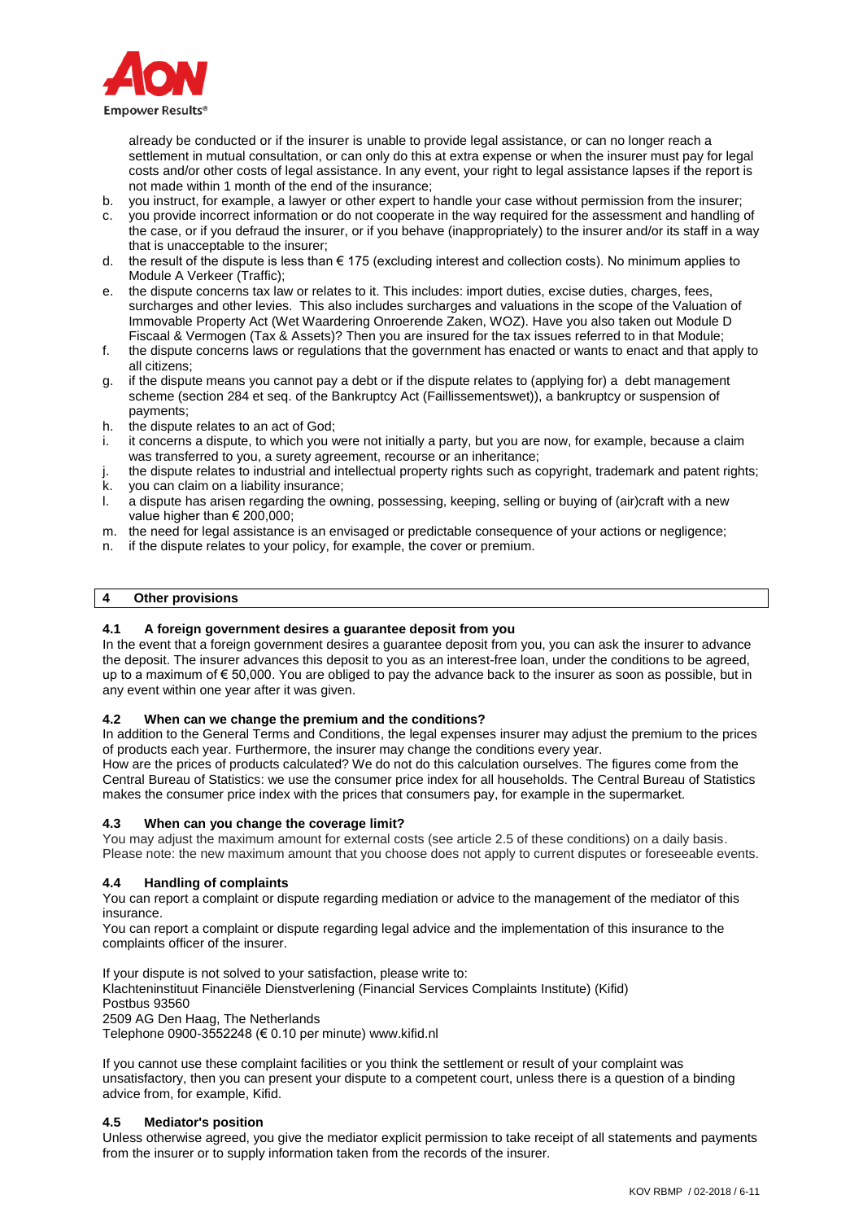already be conducted or if the insurer is unable to provide legal assistance, or can no longer reach a settlement in mutual consultation, or can only do this at extra expense or when the insurer must pay for legal costs and/or other costs of legal assistance. In any event, your right to legal assistance lapses if the report is not made within 1 month of the end of the insurance;

b. you instruct, for example, a lawyer or other expert to handle your case without permission from the insurer;
c. you provide incorrect information or do not cooperate in the way required for the assessment and handling of the case, or if you defraud the insurer, or if you behave (inappropriately) to the insurer and/or its staff in a way that is unacceptable to the insurer;
d. the result of the dispute is less than € 175 (excluding interest and collection costs). No minimum applies to Module A Verkeer (Traffic);
e. the dispute concerns tax law or relates to it. This includes: import duties, excise duties, charges, fees, surcharges and other levies. This also includes surcharges and valuations in the scope of the Valuation of Immovable Property Act (Wet Waardering Onroerende Zaken, WOZ). Have you also taken out Module D Fiscaal & Vermogen (Tax & Assets)? Then you are insured for the tax issues referred to in that Module;
f. the dispute concerns laws or regulations that the government has enacted or wants to enact and that apply to all citizens;
g. if the dispute means you cannot pay a debt or if the dispute relates to (applying for) a debt management scheme (section 284 et seq. of the Bankruptcy Act (Faillissementswet)), a bankruptcy or suspension of payments;
h. the dispute relates to an act of God;
i. it concerns a dispute, to which you were not initially a party, but you are now, for example, because a claim was transferred to you, a surety agreement, recourse or an inheritance;
j. the dispute relates to industrial and intellectual property rights such as copyright, trademark and patent rights;
k. you can claim on a liability insurance;
l. a dispute has arisen regarding the owning, possessing, keeping, selling or buying of (air)craft with a new value higher than € 200,000;
m. the need for legal assistance is an envisaged or predictable consequence of your actions or negligence;
n. if the dispute relates to your policy, for example, the cover or premium.

## 4 Other provisions

### 4.1 A foreign government desires a guarantee deposit from you

In the event that a foreign government desires a guarantee deposit from you, you can ask the insurer to advance the deposit. The insurer advances this deposit to you as an interest-free loan, under the conditions to be agreed, up to a maximum of € 50,000. You are obliged to pay the advance back to the insurer as soon as possible, but in any event within one year after it was given.

### 4.2 When can we change the premium and the conditions?

In addition to the General Terms and Conditions, the legal expenses insurer may adjust the premium to the prices of products each year. Furthermore, the insurer may change the conditions every year.
How are the prices of products calculated? We do not do this calculation ourselves. The figures come from the Central Bureau of Statistics: we use the consumer price index for all households. The Central Bureau of Statistics makes the consumer price index with the prices that consumers pay, for example in the supermarket.

### 4.3 When can you change the coverage limit?

You may adjust the maximum amount for external costs (see article 2.5 of these conditions) on a daily basis. Please note: the new maximum amount that you choose does not apply to current disputes or foreseeable events.

### 4.4 Handling of complaints

You can report a complaint or dispute regarding mediation or advice to the management of the mediator of this insurance.
You can report a complaint or dispute regarding legal advice and the implementation of this insurance to the complaints officer of the insurer.

If your dispute is not solved to your satisfaction, please write to:
Klachteninstituut Financiële Dienstverlening (Financial Services Complaints Institute) (Kifid)
Postbus 93560
2509 AG Den Haag, The Netherlands
Telephone 0900-3552248 (€ 0.10 per minute) www.kifid.nl

If you cannot use these complaint facilities or you think the settlement or result of your complaint was unsatisfactory, then you can present your dispute to a competent court, unless there is a question of a binding advice from, for example, Kifid.

### 4.5 Mediator's position

Unless otherwise agreed, you give the mediator explicit permission to take receipt of all statements and payments from the insurer or to supply information taken from the records of the insurer.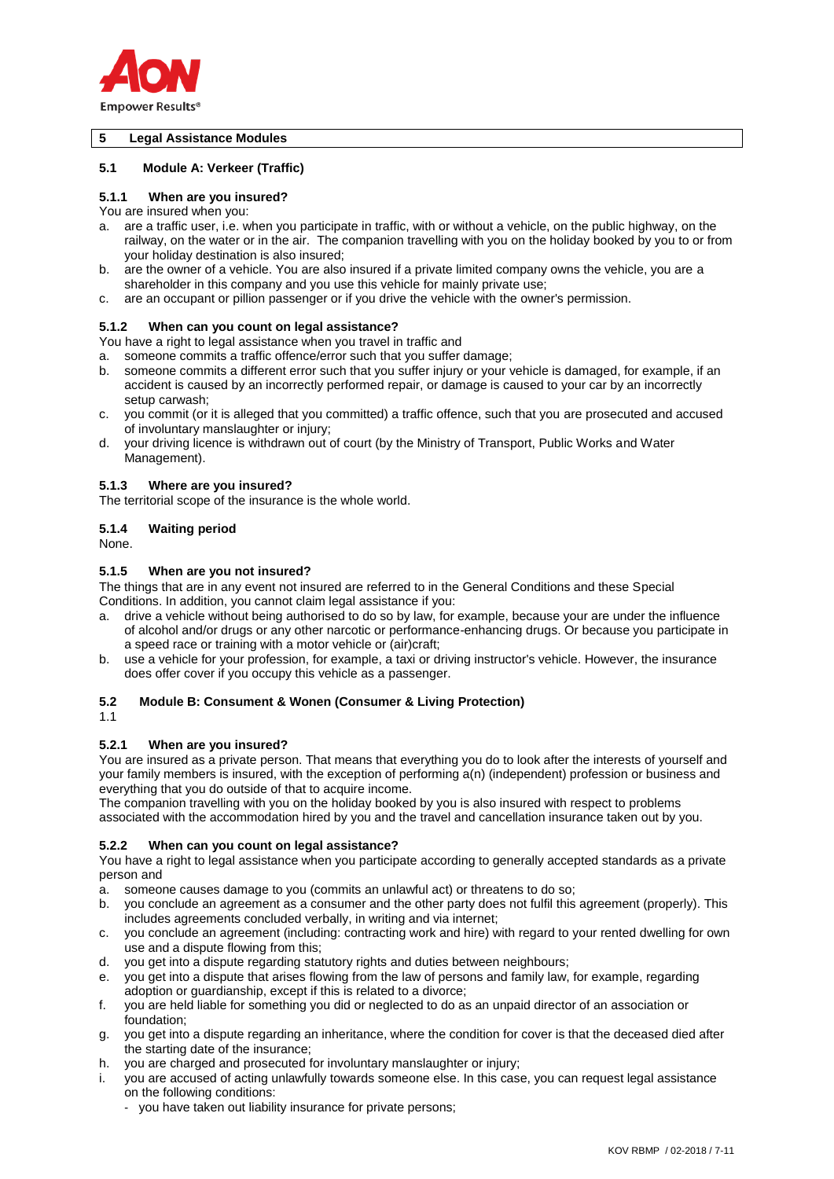## 5 Legal Assistance Modules

### 5.1 Module A: Verkeer (Traffic)

#### 5.1.1 When are you insured?

You are insured when you:

a. are a traffic user, i.e. when you participate in traffic, with or without a vehicle, on the public highway, on the railway, on the water or in the air. The companion travelling with you on the holiday booked by you to or from your holiday destination is also insured;
b. are the owner of a vehicle. You are also insured if a private limited company owns the vehicle, you are a shareholder in this company and you use this vehicle for mainly private use;
c. are an occupant or pillion passenger or if you drive the vehicle with the owner's permission.

#### 5.1.2 When can you count on legal assistance?

You have a right to legal assistance when you travel in traffic and

a. someone commits a traffic offence/error such that you suffer damage;
b. someone commits a different error such that you suffer injury or your vehicle is damaged, for example, if an accident is caused by an incorrectly performed repair, or damage is caused to your car by an incorrectly setup carwash;
c. you commit (or it is alleged that you committed) a traffic offence, such that you are prosecuted and accused of involuntary manslaughter or injury;
d. your driving licence is withdrawn out of court (by the Ministry of Transport, Public Works and Water Management).

#### 5.1.3 Where are you insured?

The territorial scope of the insurance is the whole world.

#### 5.1.4 Waiting period

None.

#### 5.1.5 When are you not insured?

The things that are in any event not insured are referred to in the General Conditions and these Special Conditions. In addition, you cannot claim legal assistance if you:

a. drive a vehicle without being authorised to do so by law, for example, because your are under the influence of alcohol and/or drugs or any other narcotic or performance-enhancing drugs. Or because you participate in a speed race or training with a motor vehicle or (air)craft;
b. use a vehicle for your profession, for example, a taxi or driving instructor's vehicle. However, the insurance does offer cover if you occupy this vehicle as a passenger.

### 5.2 Module B: Consument & Wonen (Consumer & Living Protection)

1.1

#### 5.2.1 When are you insured?

You are insured as a private person. That means that everything you do to look after the interests of yourself and your family members is insured, with the exception of performing a(n) (independent) profession or business and everything that you do outside of that to acquire income.

The companion travelling with you on the holiday booked by you is also insured with respect to problems associated with the accommodation hired by you and the travel and cancellation insurance taken out by you.

#### 5.2.2 When can you count on legal assistance?

You have a right to legal assistance when you participate according to generally accepted standards as a private person and

a. someone causes damage to you (commits an unlawful act) or threatens to do so;
b. you conclude an agreement as a consumer and the other party does not fulfil this agreement (properly). This includes agreements concluded verbally, in writing and via internet;
c. you conclude an agreement (including: contracting work and hire) with regard to your rented dwelling for own use and a dispute flowing from this;
d. you get into a dispute regarding statutory rights and duties between neighbours;
e. you get into a dispute that arises flowing from the law of persons and family law, for example, regarding adoption or guardianship, except if this is related to a divorce;
f. you are held liable for something you did or neglected to do as an unpaid director of an association or foundation;
g. you get into a dispute regarding an inheritance, where the condition for cover is that the deceased died after the starting date of the insurance;
h. you are charged and prosecuted for involuntary manslaughter or injury;
i. you are accused of acting unlawfully towards someone else. In this case, you can request legal assistance on the following conditions:
   - you have taken out liability insurance for private persons;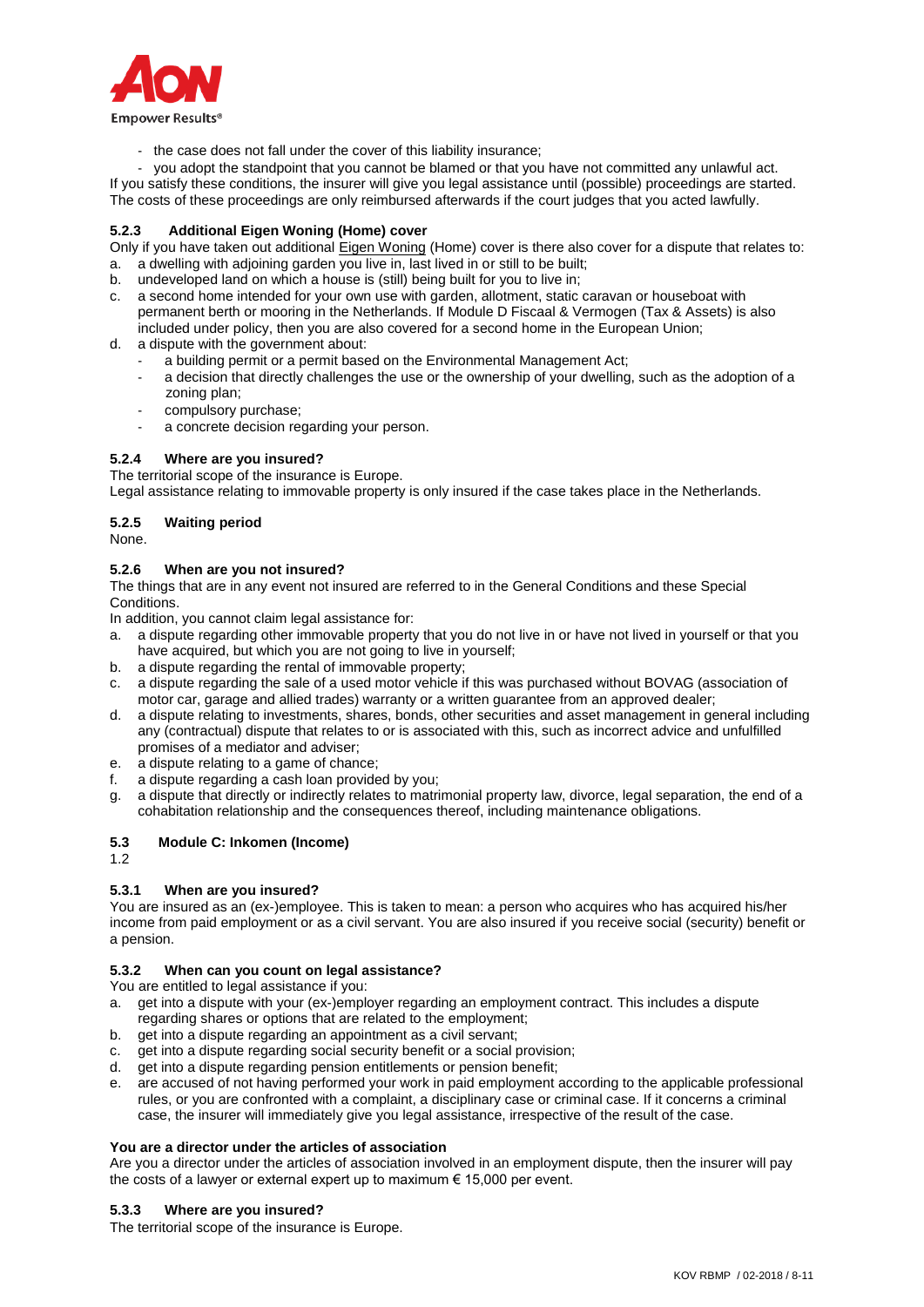- the case does not fall under the cover of this liability insurance;
- you adopt the standpoint that you cannot be blamed or that you have not committed any unlawful act.

If you satisfy these conditions, the insurer will give you legal assistance until (possible) proceedings are started. The costs of these proceedings are only reimbursed afterwards if the court judges that you acted lawfully.

### 5.2.3 Additional Eigen Woning (Home) cover

Only if you have taken out additional Eigen Woning (Home) cover is there also cover for a dispute that relates to:

a. a dwelling with adjoining garden you live in, last lived in or still to be built;
b. undeveloped land on which a house is (still) being built for you to live in;
c. a second home intended for your own use with garden, allotment, static caravan or houseboat with permanent berth or mooring in the Netherlands. If Module D Fiscaal & Vermogen (Tax & Assets) is also included under policy, then you are also covered for a second home in the European Union;
d. a dispute with the government about:
   - a building permit or a permit based on the Environmental Management Act;
   - a decision that directly challenges the use or the ownership of your dwelling, such as the adoption of a zoning plan;
   - compulsory purchase;
   - a concrete decision regarding your person.

### 5.2.4 Where are you insured?

The territorial scope of the insurance is Europe.
Legal assistance relating to immovable property is only insured if the case takes place in the Netherlands.

### 5.2.5 Waiting period

None.

### 5.2.6 When are you not insured?

The things that are in any event not insured are referred to in the General Conditions and these Special Conditions.
In addition, you cannot claim legal assistance for:

a. a dispute regarding other immovable property that you do not live in or have not lived in yourself or that you have acquired, but which you are not going to live in yourself;
b. a dispute regarding the rental of immovable property;
c. a dispute regarding the sale of a used motor vehicle if this was purchased without BOVAG (association of motor car, garage and allied trades) warranty or a written guarantee from an approved dealer;
d. a dispute relating to investments, shares, bonds, other securities and asset management in general including any (contractual) dispute that relates to or is associated with this, such as incorrect advice and unfulfilled promises of a mediator and adviser;
e. a dispute relating to a game of chance;
f. a dispute regarding a cash loan provided by you;
g. a dispute that directly or indirectly relates to matrimonial property law, divorce, legal separation, the end of a cohabitation relationship and the consequences thereof, including maintenance obligations.

## 5.3 Module C: Inkomen (Income)

1.2

### 5.3.1 When are you insured?

You are insured as an (ex-)employee. This is taken to mean: a person who acquires who has acquired his/her income from paid employment or as a civil servant. You are also insured if you receive social (security) benefit or a pension.

### 5.3.2 When can you count on legal assistance?

You are entitled to legal assistance if you:

a. get into a dispute with your (ex-)employer regarding an employment contract. This includes a dispute regarding shares or options that are related to the employment;
b. get into a dispute regarding an appointment as a civil servant;
c. get into a dispute regarding social security benefit or a social provision;
d. get into a dispute regarding pension entitlements or pension benefit;
e. are accused of not having performed your work in paid employment according to the applicable professional rules, or you are confronted with a complaint, a disciplinary case or criminal case. If it concerns a criminal case, the insurer will immediately give you legal assistance, irrespective of the result of the case.

**You are a director under the articles of association**

Are you a director under the articles of association involved in an employment dispute, then the insurer will pay the costs of a lawyer or external expert up to maximum € 15,000 per event.

### 5.3.3 Where are you insured?

The territorial scope of the insurance is Europe.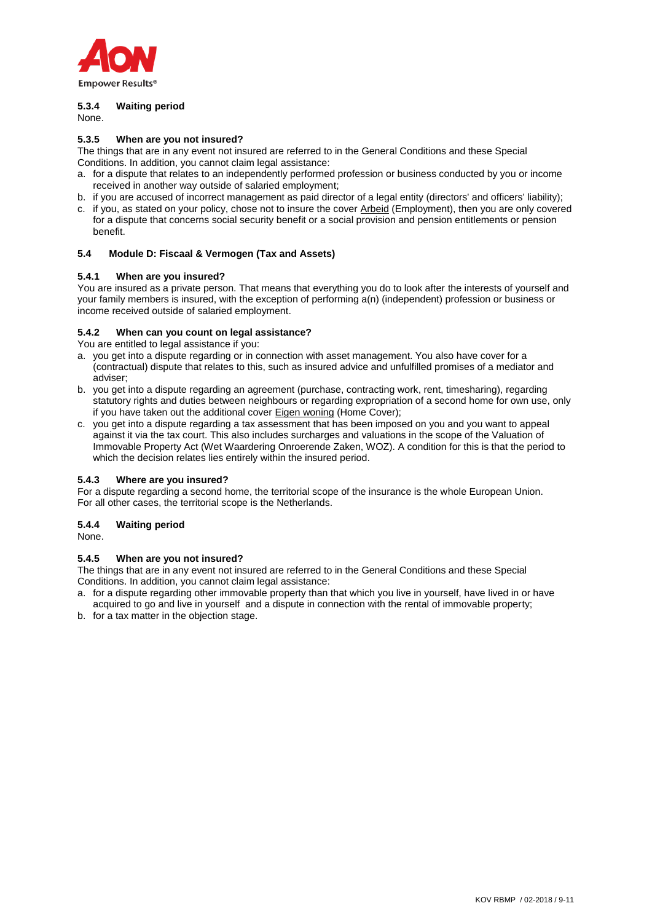#### 5.3.4 Waiting period

None.

#### 5.3.5 When are you not insured?

The things that are in any event not insured are referred to in the General Conditions and these Special Conditions. In addition, you cannot claim legal assistance:

a. for a dispute that relates to an independently performed profession or business conducted by you or income received in another way outside of salaried employment;
b. if you are accused of incorrect management as paid director of a legal entity (directors' and officers' liability);
c. if you, as stated on your policy, chose not to insure the cover Arbeid (Employment), then you are only covered for a dispute that concerns social security benefit or a social provision and pension entitlements or pension benefit.

### 5.4 Module D: Fiscaal & Vermogen (Tax and Assets)

#### 5.4.1 When are you insured?

You are insured as a private person. That means that everything you do to look after the interests of yourself and your family members is insured, with the exception of performing a(n) (independent) profession or business or income received outside of salaried employment.

#### 5.4.2 When can you count on legal assistance?

You are entitled to legal assistance if you:

a. you get into a dispute regarding or in connection with asset management. You also have cover for a (contractual) dispute that relates to this, such as insured advice and unfulfilled promises of a mediator and adviser;
b. you get into a dispute regarding an agreement (purchase, contracting work, rent, timesharing), regarding statutory rights and duties between neighbours or regarding expropriation of a second home for own use, only if you have taken out the additional cover Eigen woning (Home Cover);
c. you get into a dispute regarding a tax assessment that has been imposed on you and you want to appeal against it via the tax court. This also includes surcharges and valuations in the scope of the Valuation of Immovable Property Act (Wet Waardering Onroerende Zaken, WOZ). A condition for this is that the period to which the decision relates lies entirely within the insured period.

#### 5.4.3 Where are you insured?

For a dispute regarding a second home, the territorial scope of the insurance is the whole European Union. For all other cases, the territorial scope is the Netherlands.

#### 5.4.4 Waiting period

None.

#### 5.4.5 When are you not insured?

The things that are in any event not insured are referred to in the General Conditions and these Special Conditions. In addition, you cannot claim legal assistance:

a. for a dispute regarding other immovable property than that which you live in yourself, have lived in or have acquired to go and live in yourself and a dispute in connection with the rental of immovable property;
b. for a tax matter in the objection stage.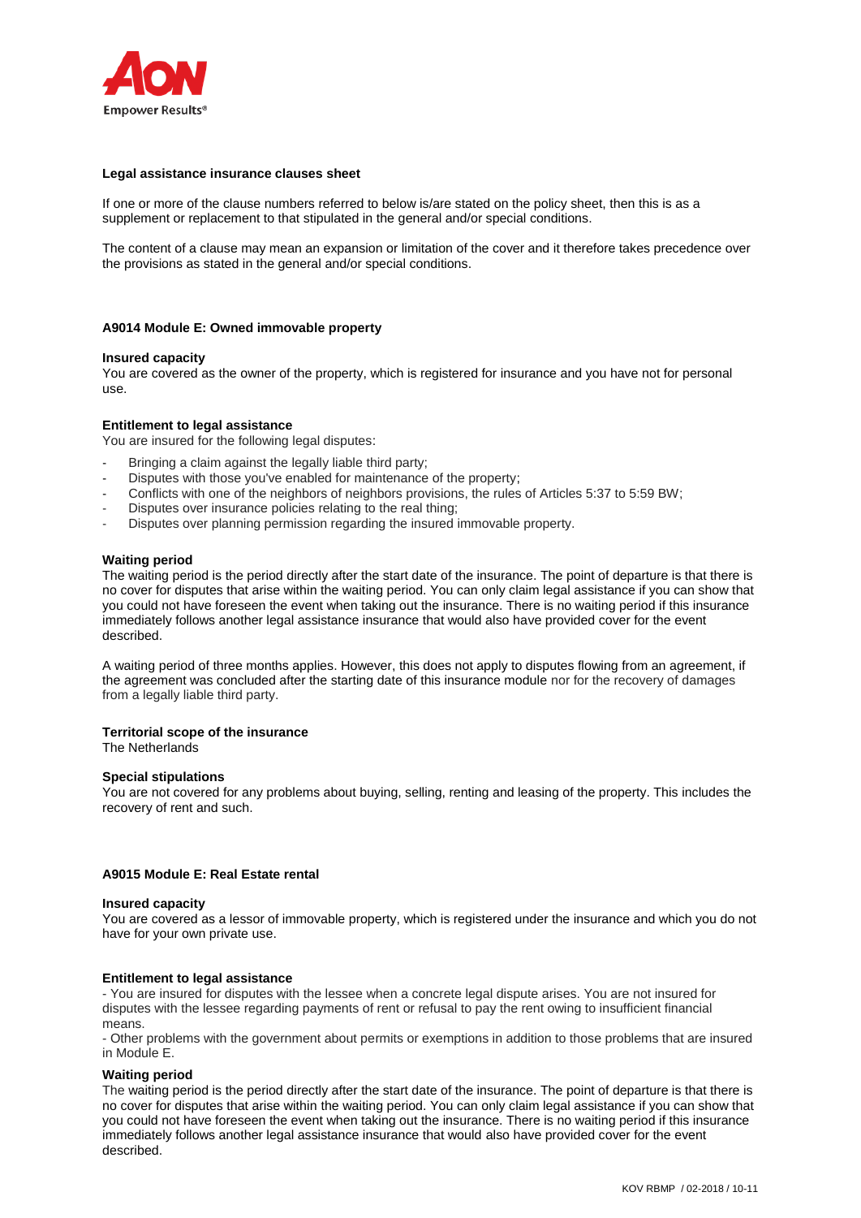### Legal assistance insurance clauses sheet

If one or more of the clause numbers referred to below is/are stated on the policy sheet, then this is as a supplement or replacement to that stipulated in the general and/or special conditions.

The content of a clause may mean an expansion or limitation of the cover and it therefore takes precedence over the provisions as stated in the general and/or special conditions.

### A9014 Module E: Owned immovable property

**Insured capacity**
You are covered as the owner of the property, which is registered for insurance and you have not for personal use.

**Entitlement to legal assistance**
You are insured for the following legal disputes:

- Bringing a claim against the legally liable third party;
- Disputes with those you've enabled for maintenance of the property;
- Conflicts with one of the neighbors of neighbors provisions, the rules of Articles 5:37 to 5:59 BW;
- Disputes over insurance policies relating to the real thing;
- Disputes over planning permission regarding the insured immovable property.

**Waiting period**
The waiting period is the period directly after the start date of the insurance. The point of departure is that there is no cover for disputes that arise within the waiting period. You can only claim legal assistance if you can show that you could not have foreseen the event when taking out the insurance. There is no waiting period if this insurance immediately follows another legal assistance insurance that would also have provided cover for the event described.

A waiting period of three months applies. However, this does not apply to disputes flowing from an agreement, if the agreement was concluded after the starting date of this insurance module nor for the recovery of damages from a legally liable third party.

**Territorial scope of the insurance**
The Netherlands

**Special stipulations**
You are not covered for any problems about buying, selling, renting and leasing of the property. This includes the recovery of rent and such.

### A9015 Module E: Real Estate rental

**Insured capacity**
You are covered as a lessor of immovable property, which is registered under the insurance and which you do not have for your own private use.

**Entitlement to legal assistance**
- You are insured for disputes with the lessee when a concrete legal dispute arises. You are not insured for disputes with the lessee regarding payments of rent or refusal to pay the rent owing to insufficient financial means.
- Other problems with the government about permits or exemptions in addition to those problems that are insured in Module E.

**Waiting period**
The waiting period is the period directly after the start date of the insurance. The point of departure is that there is no cover for disputes that arise within the waiting period. You can only claim legal assistance if you can show that you could not have foreseen the event when taking out the insurance. There is no waiting period if this insurance immediately follows another legal assistance insurance that would also have provided cover for the event described.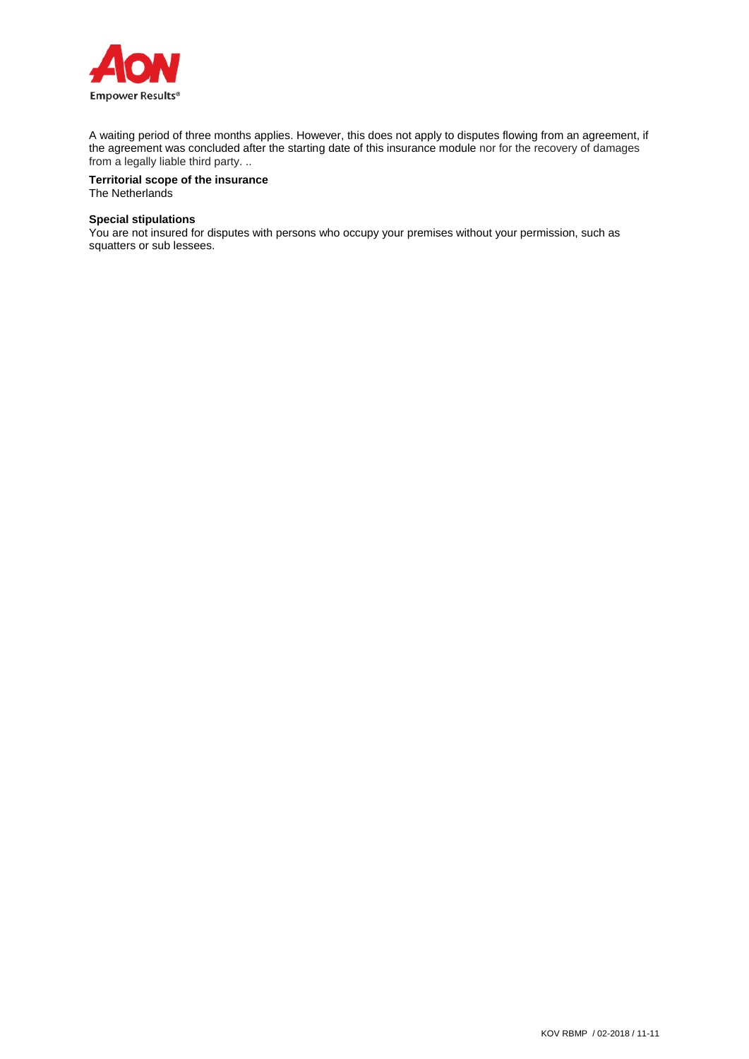A waiting period of three months applies. However, this does not apply to disputes flowing from an agreement, if the agreement was concluded after the starting date of this insurance module nor for the recovery of damages from a legally liable third party. ..

**Territorial scope of the insurance**
The Netherlands

**Special stipulations**
You are not insured for disputes with persons who occupy your premises without your permission, such as squatters or sub lessees.